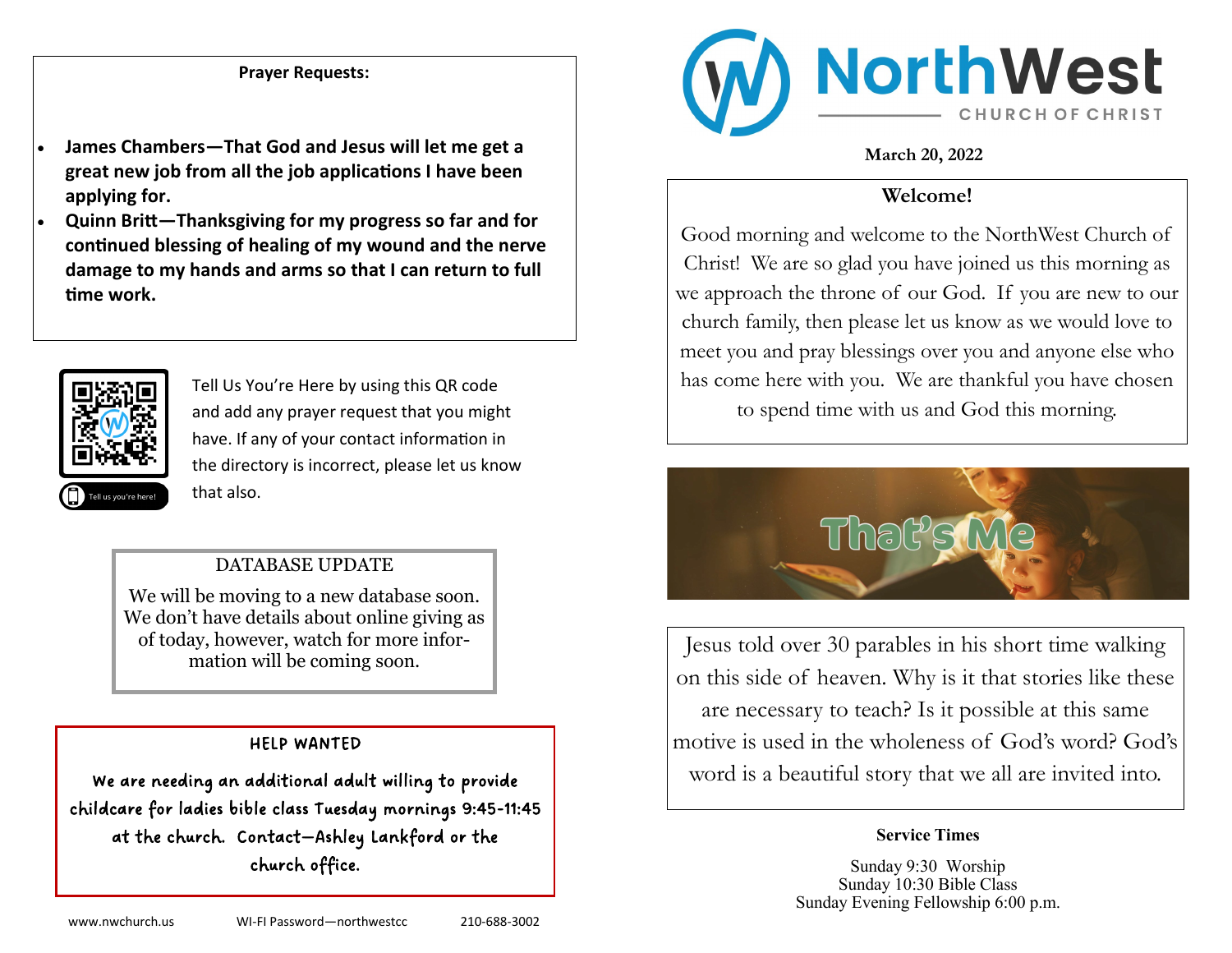**Prayer Requests:**

- **James Chambers—That God and Jesus will let me get a great new job from all the job applications I have been applying for.**
- **Quinn Britt—Thanksgiving for my progress so far and for continued blessing of healing of my wound and the nerve damage to my hands and arms so that I can return to full time work.**

Tell us you're here!

Tell Us You're Here by using this QR code and add any prayer request that you might have. If any of your contact information in the directory is incorrect, please let us know that also.

### DATABASE UPDATE

We will be moving to a new database soon. We don't have details about online giving as of today, however, watch for more information will be coming soon.

### HELP WANTED

We are needing an additional adult willing to provide childcare for ladies bible class Tuesday mornings 9:45-11:45 at the church. Contact—Ashley Lankford or the church office.

www.nwchurch.us WI-FI Password—northwestcc 210-688-3002

# NorthWest CHURCH OF CHRIST

**March 20, 2022**

## Welcome!

Good morning and welcome to the NorthWest Church of Christ! We are so glad you have joined us this morning as we approach the throne of our God. If you are new to our church family, then please let us know as we would love to meet you and pray blessings over you and anyone else who has come here with you. We are thankful you have chosen to spend time with us and God this morning.

That's Me

Jesus told over 30 parables in his short time walking on this side of heaven. Why is it that stories like these are necessary to teach? Is it possible at this same motive is used in the wholeness of God's word? God's word is a beautiful story that we all are invited into.

**Service Times**

Sunday 9:30 Worship
Sunday 10:30 Bible Class
Sunday Evening Fellowship 6:00 p.m.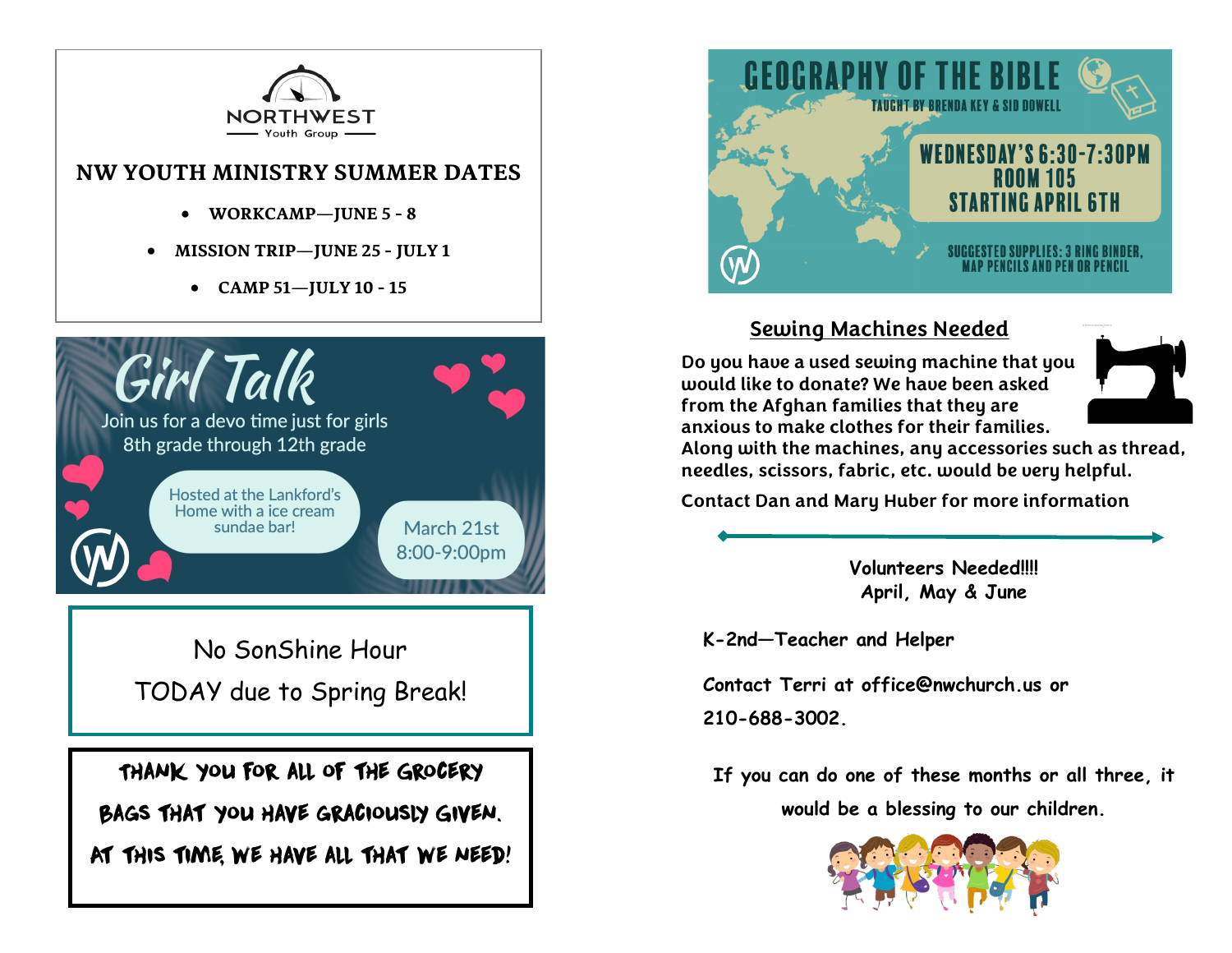NORTHWEST

Youth Group

## NW YOUTH MINISTRY SUMMER DATES

- **WORKCAMP—JUNE 5 - 8**
- **MISSION TRIP—JUNE 25 - JULY 1**
- **CAMP 51—JULY 10 - 15**

## Girl Talk

Join us for a devo time just for girls
8th grade through 12th grade

Hosted at the Lankford's Home with a ice cream sundae bar!

March 21st
8:00-9:00pm

No SonShine Hour
TODAY due to Spring Break!

THANK YOU FOR ALL OF THE GROCERY BAGS THAT YOU HAVE GRACIOUSLY GIVEN. AT THIS TIME, WE HAVE ALL THAT WE NEED!

## GEOGRAPHY OF THE BIBLE

TAUGHT BY BRENDA KEY & SID DOWELL

WEDNESDAY'S 6:30-7:30PM
ROOM 105
STARTING APRIL 6TH

SUGGESTED SUPPLIES: 3 RING BINDER, MAP PENCILS AND PEN OR PENCIL

## Sewing Machines Needed

**Do you have a used sewing machine that you would like to donate? We have been asked from the Afghan families that they are anxious to make clothes for their families. Along with the machines, any accessories such as thread, needles, scissors, fabric, etc. would be very helpful.**

**Contact Dan and Mary Huber for more information**

---

**Volunteers Needed!!!!**
**April, May & June**

**K-2nd—Teacher and Helper**

**Contact Terri at office@nwchurch.us or 210-688-3002.**

**If you can do one of these months or all three, it would be a blessing to our children.**